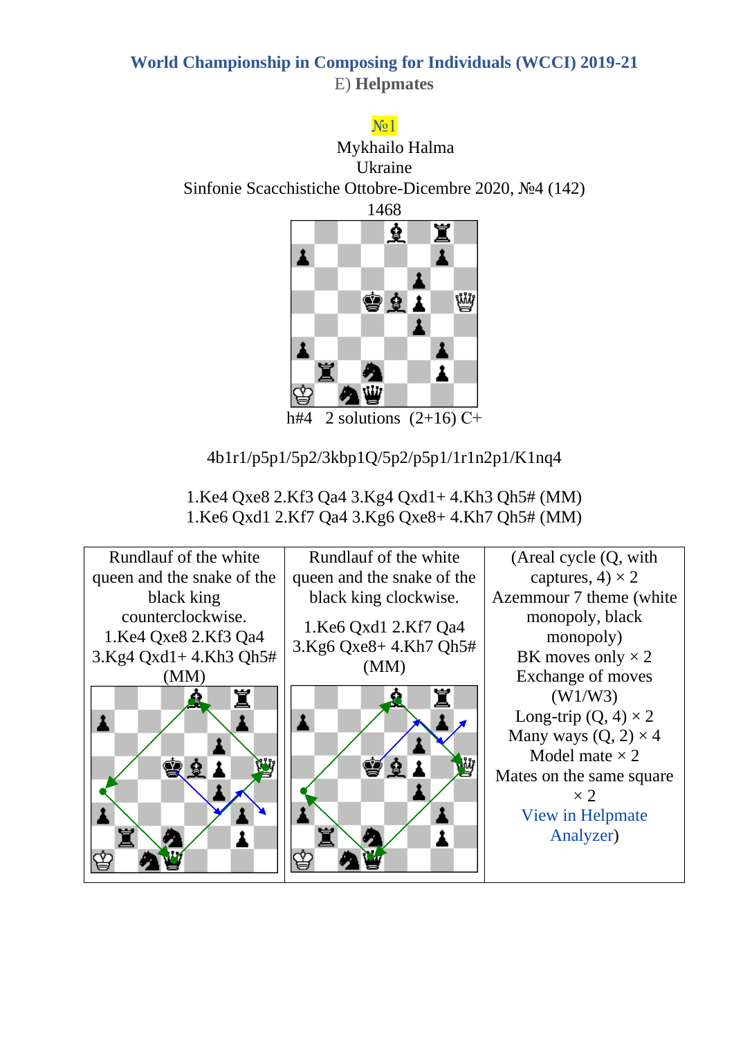# World Championship in Composing for Individuals (WCCI) 2019-21

E) **Helpmates**

№1

Mykhailo Halma
Ukraine
Sinfonie Scacchistiche Ottobre-Dicembre 2020, №4 (142)
1468

h#4   2 solutions  (2+16) C+

4b1r1/p5p1/5p2/3kbp1Q/5p2/p5p1/1r1n2p1/K1nq4

1.Ke4 Qxe8 2.Kf3 Qa4 3.Kg4 Qxd1+ 4.Kh3 Qh5# (MM)
1.Ke6 Qxd1 2.Kf7 Qa4 3.Kg6 Qxe8+ 4.Kh7 Qh5# (MM)

| Rundlauf of the white queen and the snake of the black king counterclockwise. 1.Ke4 Qxe8 2.Kf3 Qa4 3.Kg4 Qxd1+ 4.Kh3 Qh5# (MM) | Rundlauf of the white queen and the snake of the black king clockwise. 1.Ke6 Qxd1 2.Kf7 Qa4 3.Kg6 Qxe8+ 4.Kh7 Qh5# (MM) | (Areal cycle (Q, with captures, 4) × 2 Azemmour 7 theme (white monopoly, black monopoly) BK moves only × 2 Exchange of moves (W1/W3) Long-trip (Q, 4) × 2 Many ways (Q, 2) × 4 Model mate × 2 Mates on the same square × 2 View in Helpmate Analyzer) |
|---|---|---|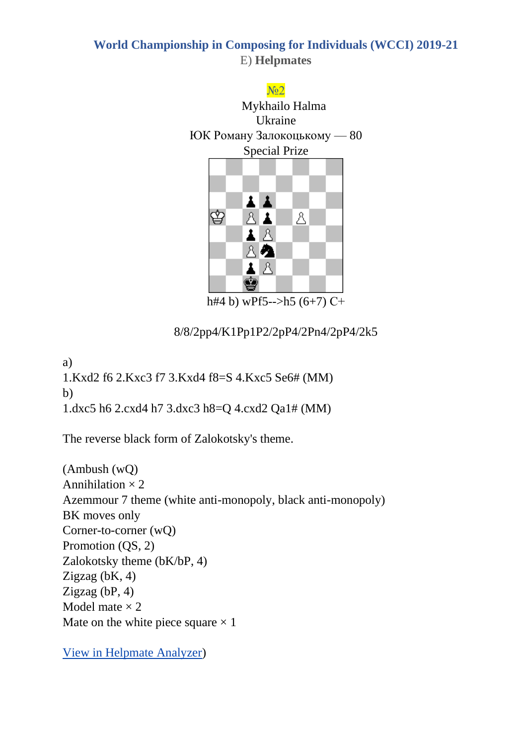## World Championship in Composing for Individuals (WCCI) 2019-21

E) **Helpmates**

№2

Mykhailo Halma
Ukraine
ЮК Роману Залокоцькому — 80
Special Prize

h#4 b) wPf5-->h5 (6+7) C+

8/8/2pp4/K1Pp1P2/2pP4/2Pn4/2pP4/2k5

a)
1.Kxd2 f6 2.Kxc3 f7 3.Kxd4 f8=S 4.Kxc5 Se6# (MM)
b)
1.dxc5 h6 2.cxd4 h7 3.dxc3 h8=Q 4.cxd2 Qa1# (MM)

The reverse black form of Zalokotsky's theme.

(Ambush (wQ)
Annihilation × 2
Azemmour 7 theme (white anti-monopoly, black anti-monopoly)
BK moves only
Corner-to-corner (wQ)
Promotion (QS, 2)
Zalokotsky theme (bK/bP, 4)
Zigzag (bK, 4)
Zigzag (bP, 4)
Model mate × 2
Mate on the white piece square × 1

View in Helpmate Analyzer)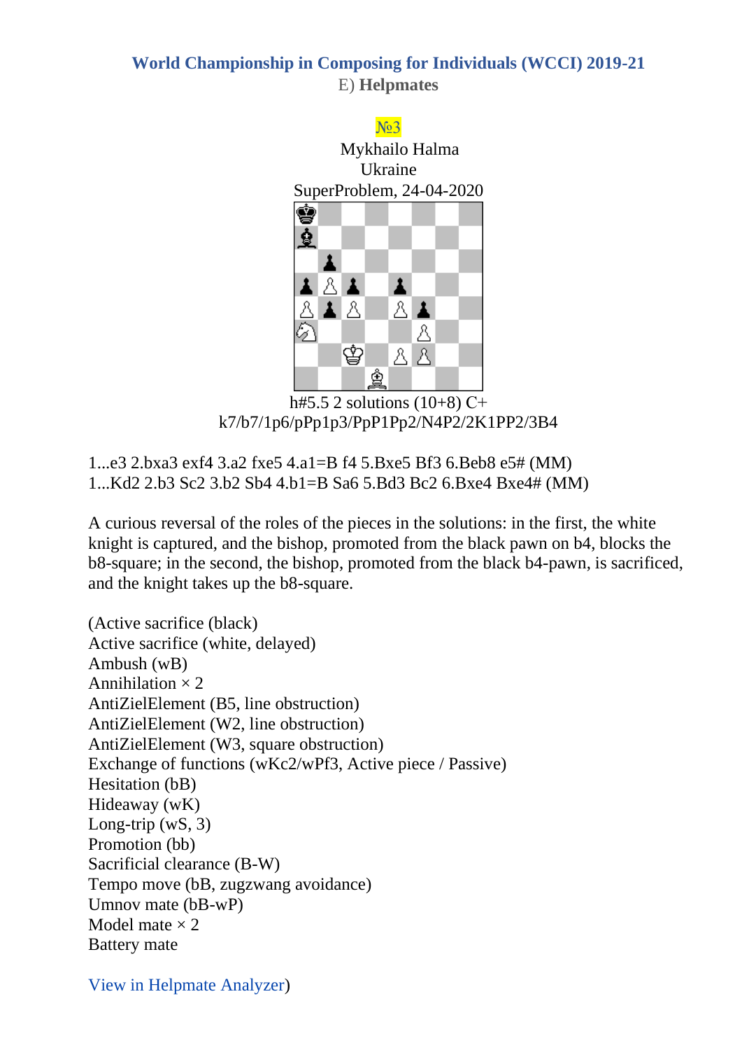## World Championship in Composing for Individuals (WCCI) 2019-21

E) **Helpmates**

№3

Mykhailo Halma
Ukraine
SuperProblem, 24-04-2020

h#5.5 2 solutions (10+8) C+
k7/b7/1p6/pPp1p3/PpP1Pp2/N4P2/2K1PP2/3B4

1...e3 2.bxa3 exf4 3.a2 fxe5 4.a1=B f4 5.Bxe5 Bf3 6.Beb8 e5# (MM)
1...Kd2 2.b3 Sc2 3.b2 Sb4 4.b1=B Sa6 5.Bd3 Bc2 6.Bxe4 Bxe4# (MM)

A curious reversal of the roles of the pieces in the solutions: in the first, the white knight is captured, and the bishop, promoted from the black pawn on b4, blocks the b8-square; in the second, the bishop, promoted from the black b4-pawn, is sacrificed, and the knight takes up the b8-square.

(Active sacrifice (black)
Active sacrifice (white, delayed)
Ambush (wB)
Annihilation × 2
AntiZielElement (B5, line obstruction)
AntiZielElement (W2, line obstruction)
AntiZielElement (W3, square obstruction)
Exchange of functions (wKc2/wPf3, Active piece / Passive)
Hesitation (bB)
Hideaway (wK)
Long-trip (wS, 3)
Promotion (bb)
Sacrificial clearance (B-W)
Tempo move (bB, zugzwang avoidance)
Umnov mate (bB-wP)
Model mate × 2
Battery mate

View in Helpmate Analyzer)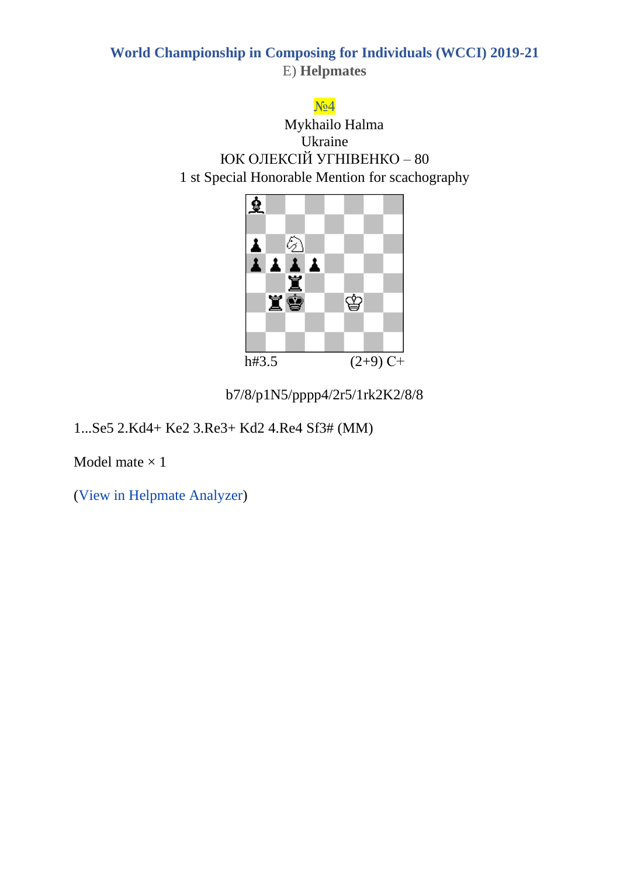## World Championship in Composing for Individuals (WCCI) 2019-21

E) **Helpmates**

№4

Mykhailo Halma
Ukraine
ЮК ОЛЕКСІЙ УГНІВЕНКО – 80
1 st Special Honorable Mention for scachography

h#3.5 (2+9) C+

b7/8/p1N5/pppp4/2r5/1rk2K2/8/8

1...Se5 2.Kd4+ Ke2 3.Re3+ Kd2 4.Re4 Sf3# (MM)

Model mate × 1

(View in Helpmate Analyzer)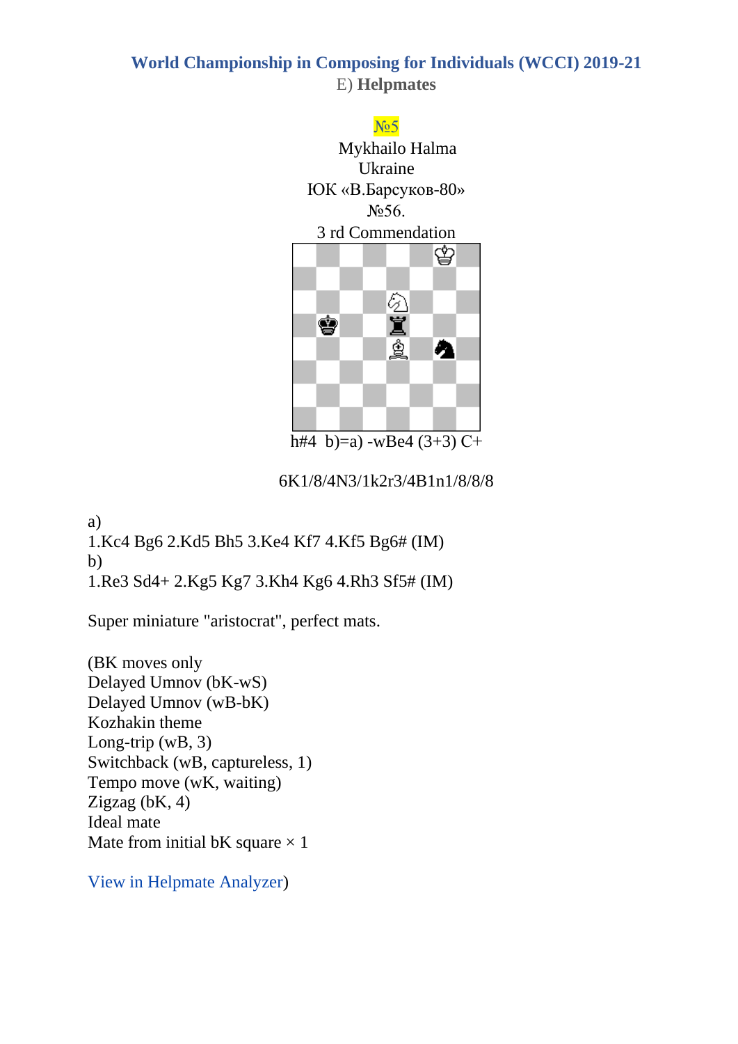**World Championship in Composing for Individuals (WCCI) 2019-21**

E) **Helpmates**

№5

Mykhailo Halma
Ukraine
ЮК «В.Барсуков-80»
№56.
3 rd Commendation

h#4 b)=a) -wBe4 (3+3) C+

6K1/8/4N3/1k2r3/4B1n1/8/8/8

a)
1.Kc4 Bg6 2.Kd5 Bh5 3.Ke4 Kf7 4.Kf5 Bg6# (IM)
b)
1.Re3 Sd4+ 2.Kg5 Kg7 3.Kh4 Kg6 4.Rh3 Sf5# (IM)

Super miniature "aristocrat", perfect mats.

(BK moves only
Delayed Umnov (bK-wS)
Delayed Umnov (wB-bK)
Kozhakin theme
Long-trip (wB, 3)
Switchback (wB, captureless, 1)
Tempo move (wK, waiting)
Zigzag (bK, 4)
Ideal mate
Mate from initial bK square × 1

View in Helpmate Analyzer)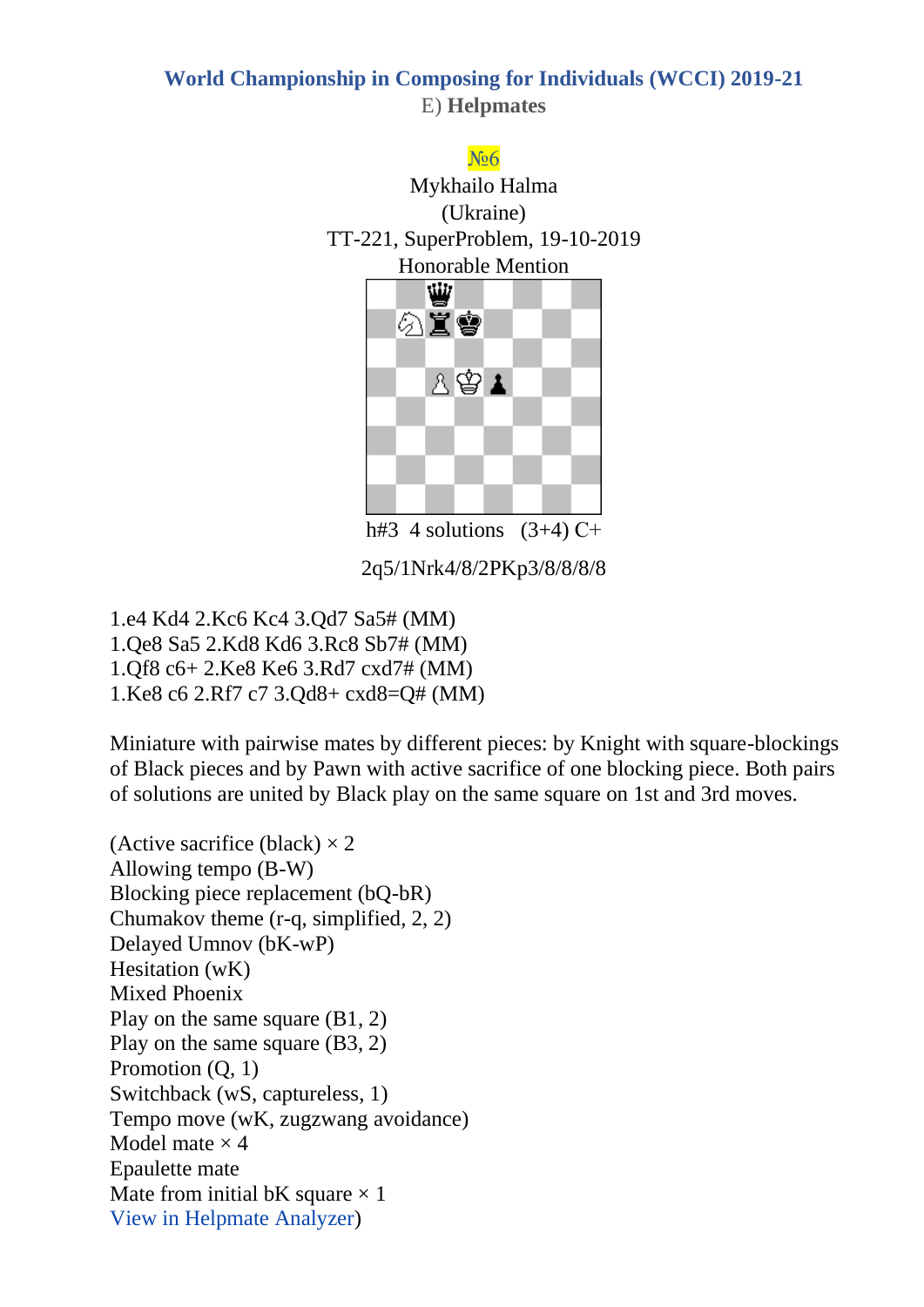## World Championship in Composing for Individuals (WCCI) 2019-21

E) **Helpmates**

№6

Mykhailo Halma
(Ukraine)
TT-221, SuperProblem, 19-10-2019
Honorable Mention

h#3 4 solutions (3+4) C+

2q5/1Nrk4/8/2PKp3/8/8/8/8

1.e4 Kd4 2.Kc6 Kc4 3.Qd7 Sa5# (MM)
1.Qe8 Sa5 2.Kd8 Kd6 3.Rc8 Sb7# (MM)
1.Qf8 c6+ 2.Ke8 Ke6 3.Rd7 cxd7# (MM)
1.Ke8 c6 2.Rf7 c7 3.Qd8+ cxd8=Q# (MM)

Miniature with pairwise mates by different pieces: by Knight with square-blockings of Black pieces and by Pawn with active sacrifice of one blocking piece. Both pairs of solutions are united by Black play on the same square on 1st and 3rd moves.

(Active sacrifice (black) × 2
Allowing tempo (B-W)
Blocking piece replacement (bQ-bR)
Chumakov theme (r-q, simplified, 2, 2)
Delayed Umnov (bK-wP)
Hesitation (wK)
Mixed Phoenix
Play on the same square (B1, 2)
Play on the same square (B3, 2)
Promotion (Q, 1)
Switchback (wS, captureless, 1)
Tempo move (wK, zugzwang avoidance)
Model mate × 4
Epaulette mate
Mate from initial bK square × 1
View in Helpmate Analyzer)